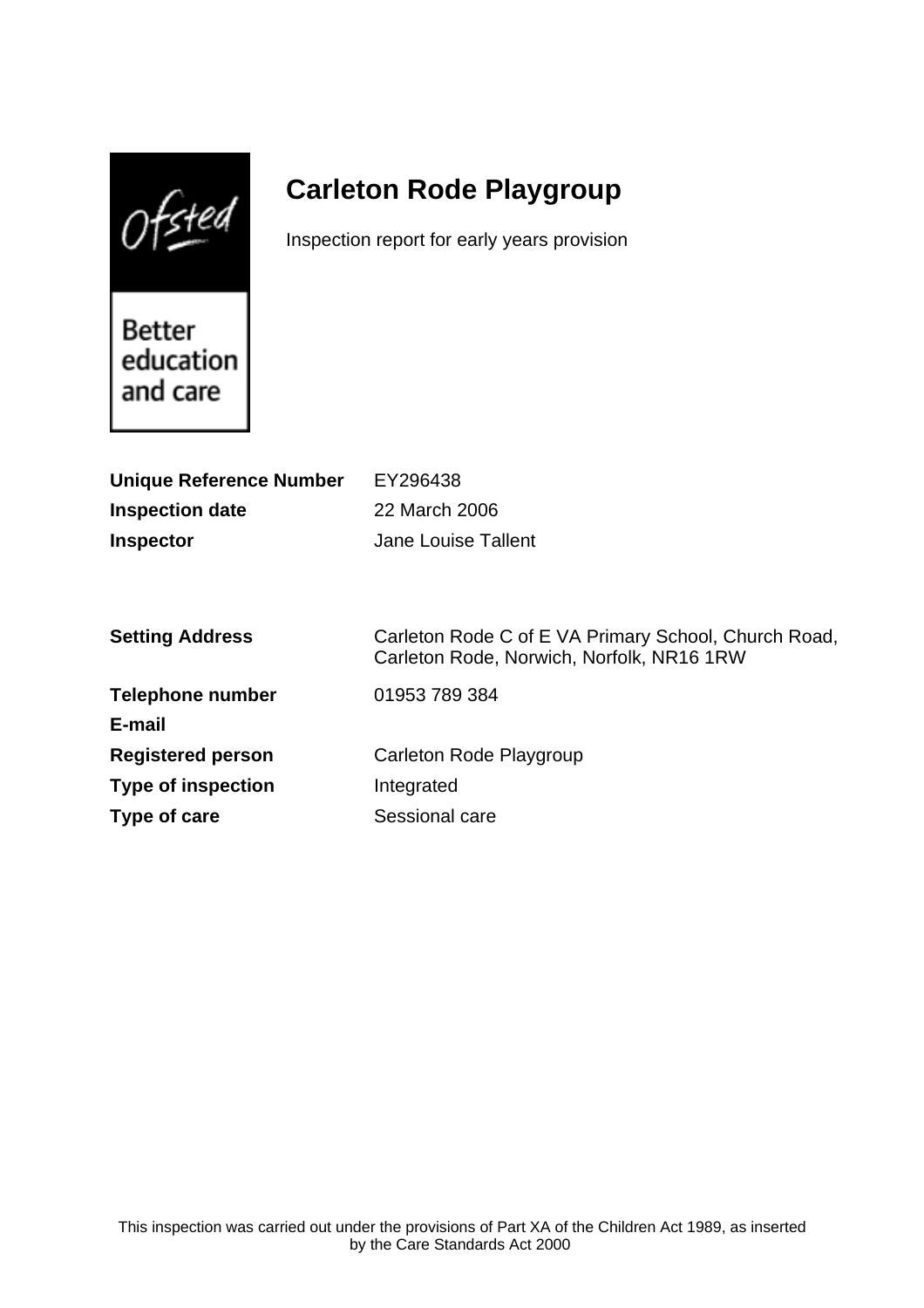# Carleton Rode Playgroup

Inspection report for early years provision

| | |
|---|---|
| **Unique Reference Number** | EY296438 |
| **Inspection date** | 22 March 2006 |
| **Inspector** | Jane Louise Tallent |

| | |
|---|---|
| **Setting Address** | Carleton Rode C of E VA Primary School, Church Road, Carleton Rode, Norwich, Norfolk, NR16 1RW |
| **Telephone number** | 01953 789 384 |
| **E-mail** | |
| **Registered person** | Carleton Rode Playgroup |
| **Type of inspection** | Integrated |
| **Type of care** | Sessional care |

This inspection was carried out under the provisions of Part XA of the Children Act 1989, as inserted by the Care Standards Act 2000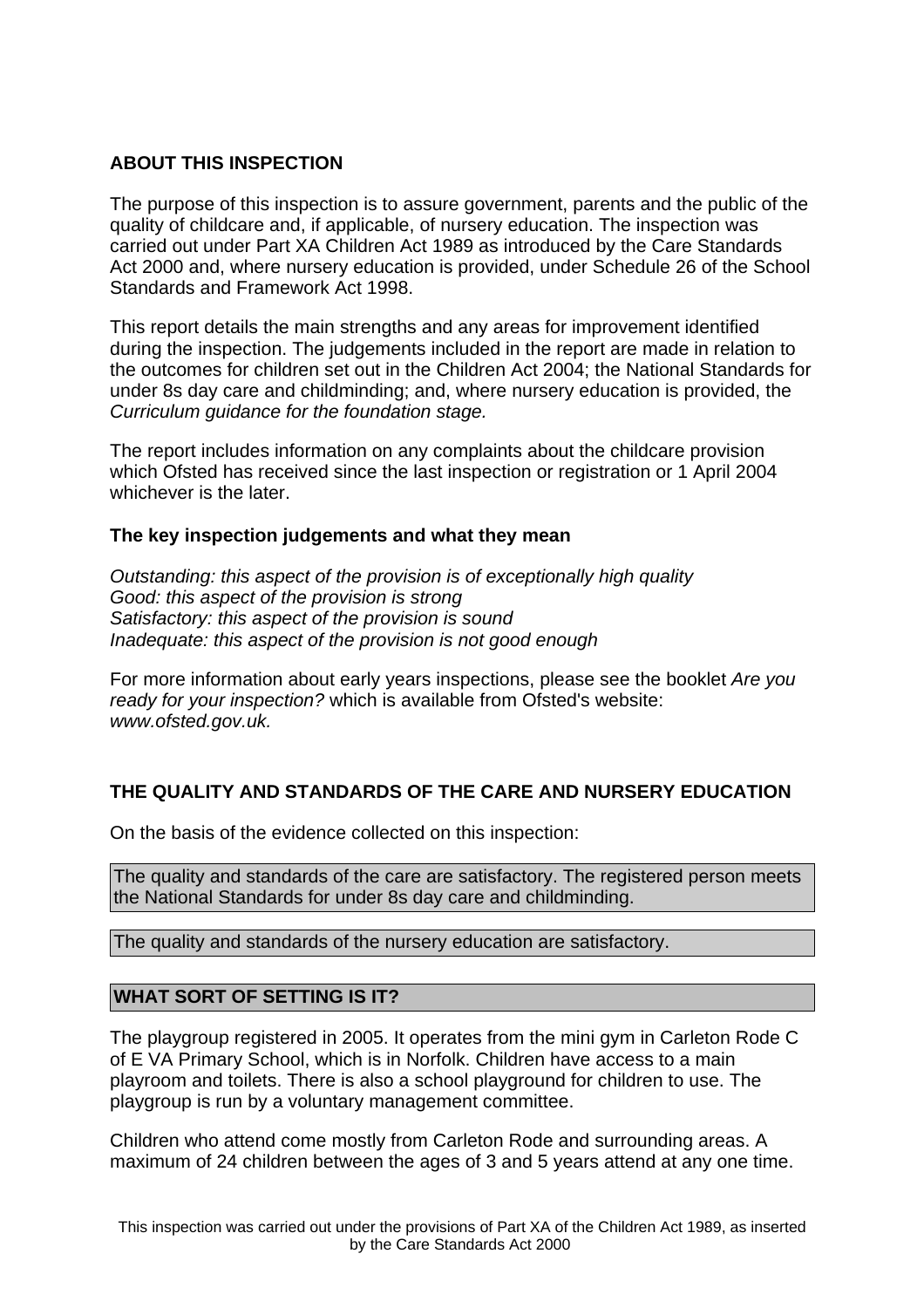## ABOUT THIS INSPECTION

The purpose of this inspection is to assure government, parents and the public of the quality of childcare and, if applicable, of nursery education. The inspection was carried out under Part XA Children Act 1989 as introduced by the Care Standards Act 2000 and, where nursery education is provided, under Schedule 26 of the School Standards and Framework Act 1998.

This report details the main strengths and any areas for improvement identified during the inspection. The judgements included in the report are made in relation to the outcomes for children set out in the Children Act 2004; the National Standards for under 8s day care and childminding; and, where nursery education is provided, the *Curriculum guidance for the foundation stage.*

The report includes information on any complaints about the childcare provision which Ofsted has received since the last inspection or registration or 1 April 2004 whichever is the later.

### The key inspection judgements and what they mean

*Outstanding: this aspect of the provision is of exceptionally high quality*
*Good: this aspect of the provision is strong*
*Satisfactory: this aspect of the provision is sound*
*Inadequate: this aspect of the provision is not good enough*

For more information about early years inspections, please see the booklet *Are you ready for your inspection?* which is available from Ofsted's website: *www.ofsted.gov.uk.*

## THE QUALITY AND STANDARDS OF THE CARE AND NURSERY EDUCATION

On the basis of the evidence collected on this inspection:

The quality and standards of the care are satisfactory. The registered person meets the National Standards for under 8s day care and childminding.

The quality and standards of the nursery education are satisfactory.

## WHAT SORT OF SETTING IS IT?

The playgroup registered in 2005. It operates from the mini gym in Carleton Rode C of E VA Primary School, which is in Norfolk. Children have access to a main playroom and toilets. There is also a school playground for children to use. The playgroup is run by a voluntary management committee.

Children who attend come mostly from Carleton Rode and surrounding areas. A maximum of 24 children between the ages of 3 and 5 years attend at any one time.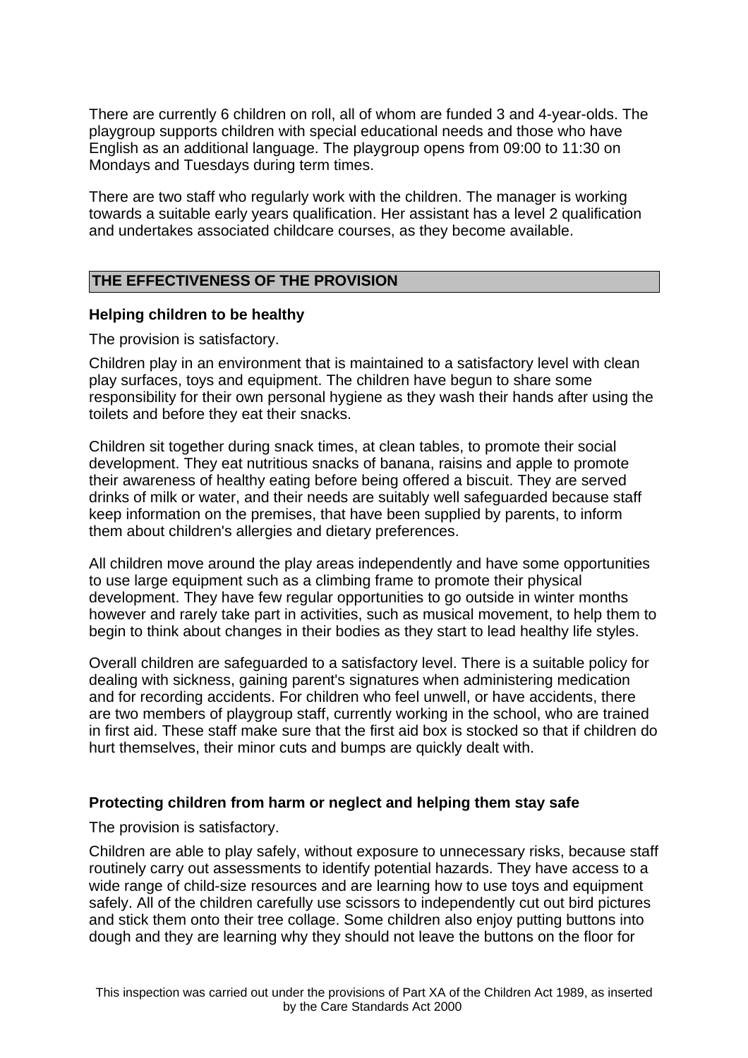There are currently 6 children on roll, all of whom are funded 3 and 4-year-olds. The playgroup supports children with special educational needs and those who have English as an additional language. The playgroup opens from 09:00 to 11:30 on Mondays and Tuesdays during term times.

There are two staff who regularly work with the children. The manager is working towards a suitable early years qualification. Her assistant has a level 2 qualification and undertakes associated childcare courses, as they become available.

## THE EFFECTIVENESS OF THE PROVISION

### Helping children to be healthy

The provision is satisfactory.

Children play in an environment that is maintained to a satisfactory level with clean play surfaces, toys and equipment. The children have begun to share some responsibility for their own personal hygiene as they wash their hands after using the toilets and before they eat their snacks.

Children sit together during snack times, at clean tables, to promote their social development. They eat nutritious snacks of banana, raisins and apple to promote their awareness of healthy eating before being offered a biscuit. They are served drinks of milk or water, and their needs are suitably well safeguarded because staff keep information on the premises, that have been supplied by parents, to inform them about children's allergies and dietary preferences.

All children move around the play areas independently and have some opportunities to use large equipment such as a climbing frame to promote their physical development. They have few regular opportunities to go outside in winter months however and rarely take part in activities, such as musical movement, to help them to begin to think about changes in their bodies as they start to lead healthy life styles.

Overall children are safeguarded to a satisfactory level. There is a suitable policy for dealing with sickness, gaining parent's signatures when administering medication and for recording accidents. For children who feel unwell, or have accidents, there are two members of playgroup staff, currently working in the school, who are trained in first aid. These staff make sure that the first aid box is stocked so that if children do hurt themselves, their minor cuts and bumps are quickly dealt with.

### Protecting children from harm or neglect and helping them stay safe

The provision is satisfactory.

Children are able to play safely, without exposure to unnecessary risks, because staff routinely carry out assessments to identify potential hazards. They have access to a wide range of child-size resources and are learning how to use toys and equipment safely. All of the children carefully use scissors to independently cut out bird pictures and stick them onto their tree collage. Some children also enjoy putting buttons into dough and they are learning why they should not leave the buttons on the floor for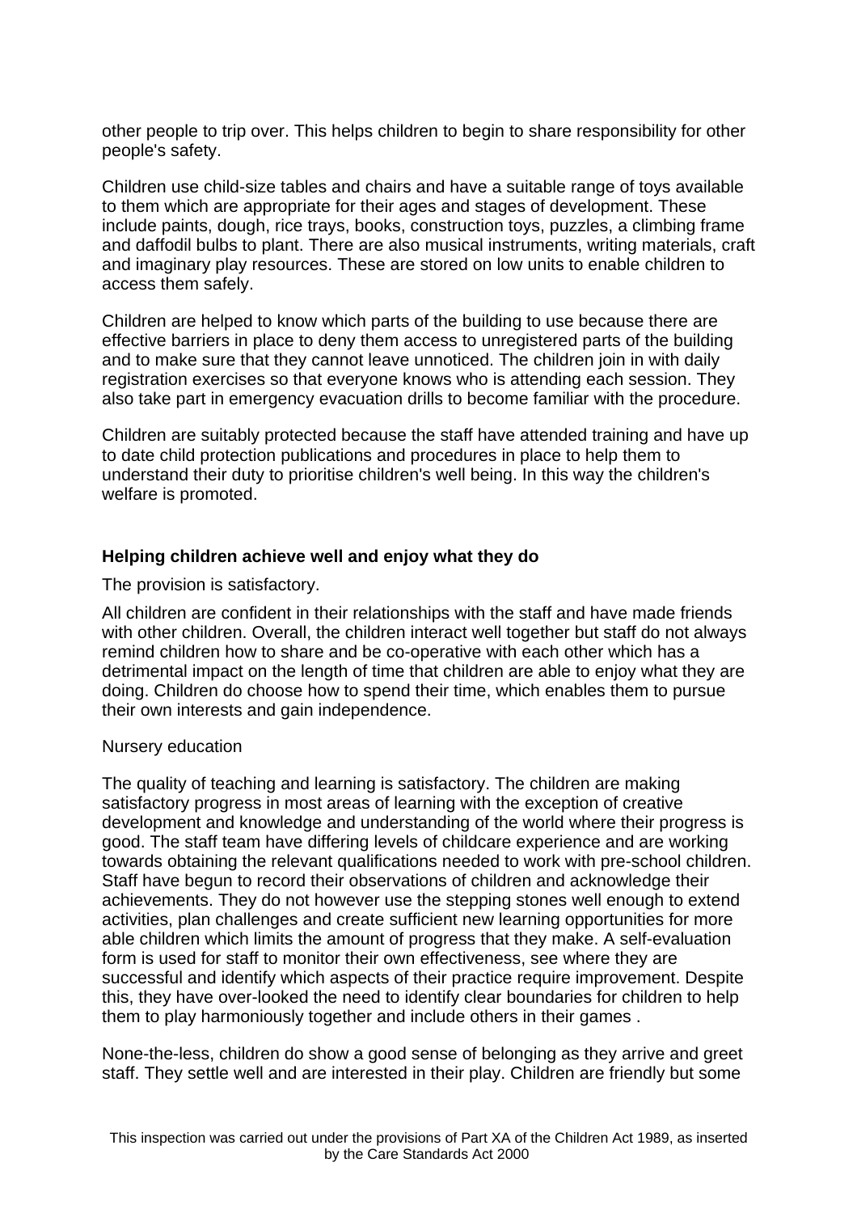other people to trip over. This helps children to begin to share responsibility for other people's safety.

Children use child-size tables and chairs and have a suitable range of toys available to them which are appropriate for their ages and stages of development. These include paints, dough, rice trays, books, construction toys, puzzles, a climbing frame and daffodil bulbs to plant. There are also musical instruments, writing materials, craft and imaginary play resources. These are stored on low units to enable children to access them safely.

Children are helped to know which parts of the building to use because there are effective barriers in place to deny them access to unregistered parts of the building and to make sure that they cannot leave unnoticed. The children join in with daily registration exercises so that everyone knows who is attending each session. They also take part in emergency evacuation drills to become familiar with the procedure.

Children are suitably protected because the staff have attended training and have up to date child protection publications and procedures in place to help them to understand their duty to prioritise children's well being. In this way the children's welfare is promoted.

**Helping children achieve well and enjoy what they do**

The provision is satisfactory.

All children are confident in their relationships with the staff and have made friends with other children. Overall, the children interact well together but staff do not always remind children how to share and be co-operative with each other which has a detrimental impact on the length of time that children are able to enjoy what they are doing. Children do choose how to spend their time, which enables them to pursue their own interests and gain independence.

Nursery education

The quality of teaching and learning is satisfactory. The children are making satisfactory progress in most areas of learning with the exception of creative development and knowledge and understanding of the world where their progress is good. The staff team have differing levels of childcare experience and are working towards obtaining the relevant qualifications needed to work with pre-school children. Staff have begun to record their observations of children and acknowledge their achievements. They do not however use the stepping stones well enough to extend activities, plan challenges and create sufficient new learning opportunities for more able children which limits the amount of progress that they make. A self-evaluation form is used for staff to monitor their own effectiveness, see where they are successful and identify which aspects of their practice require improvement. Despite this, they have over-looked the need to identify clear boundaries for children to help them to play harmoniously together and include others in their games .

None-the-less, children do show a good sense of belonging as they arrive and greet staff. They settle well and are interested in their play. Children are friendly but some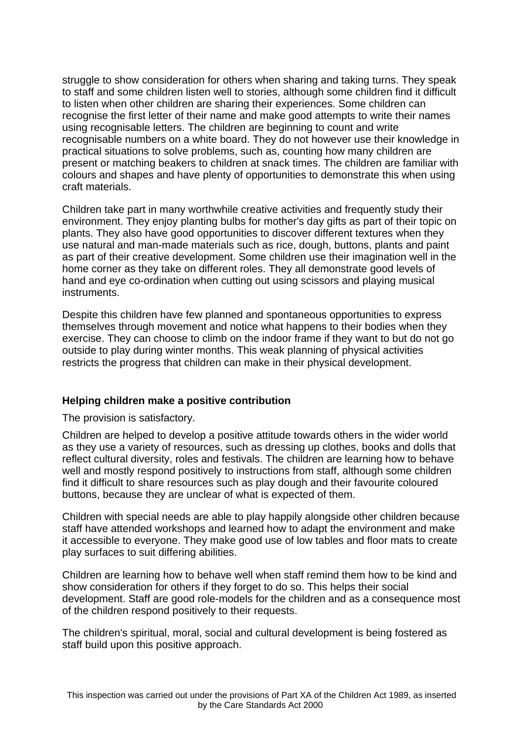struggle to show consideration for others when sharing and taking turns. They speak to staff and some children listen well to stories, although some children find it difficult to listen when other children are sharing their experiences. Some children can recognise the first letter of their name and make good attempts to write their names using recognisable letters. The children are beginning to count and write recognisable numbers on a white board. They do not however use their knowledge in practical situations to solve problems, such as, counting how many children are present or matching beakers to children at snack times. The children are familiar with colours and shapes and have plenty of opportunities to demonstrate this when using craft materials.

Children take part in many worthwhile creative activities and frequently study their environment. They enjoy planting bulbs for mother's day gifts as part of their topic on plants. They also have good opportunities to discover different textures when they use natural and man-made materials such as rice, dough, buttons, plants and paint as part of their creative development. Some children use their imagination well in the home corner as they take on different roles. They all demonstrate good levels of hand and eye co-ordination when cutting out using scissors and playing musical instruments.

Despite this children have few planned and spontaneous opportunities to express themselves through movement and notice what happens to their bodies when they exercise. They can choose to climb on the indoor frame if they want to but do not go outside to play during winter months. This weak planning of physical activities restricts the progress that children can make in their physical development.

**Helping children make a positive contribution**

The provision is satisfactory.

Children are helped to develop a positive attitude towards others in the wider world as they use a variety of resources, such as dressing up clothes, books and dolls that reflect cultural diversity, roles and festivals. The children are learning how to behave well and mostly respond positively to instructions from staff, although some children find it difficult to share resources such as play dough and their favourite coloured buttons, because they are unclear of what is expected of them.

Children with special needs are able to play happily alongside other children because staff have attended workshops and learned how to adapt the environment and make it accessible to everyone. They make good use of low tables and floor mats to create play surfaces to suit differing abilities.

Children are learning how to behave well when staff remind them how to be kind and show consideration for others if they forget to do so. This helps their social development. Staff are good role-models for the children and as a consequence most of the children respond positively to their requests.

The children's spiritual, moral, social and cultural development is being fostered as staff build upon this positive approach.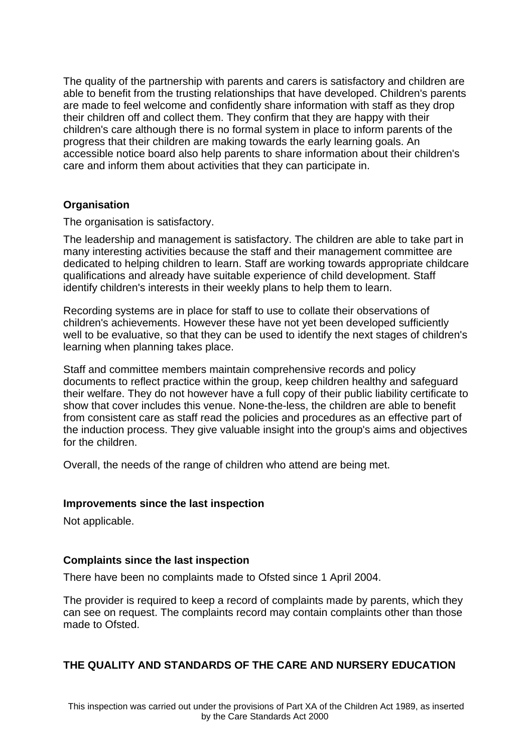The quality of the partnership with parents and carers is satisfactory and children are able to benefit from the trusting relationships that have developed. Children's parents are made to feel welcome and confidently share information with staff as they drop their children off and collect them. They confirm that they are happy with their children's care although there is no formal system in place to inform parents of the progress that their children are making towards the early learning goals. An accessible notice board also help parents to share information about their children's care and inform them about activities that they can participate in.

**Organisation**

The organisation is satisfactory.

The leadership and management is satisfactory. The children are able to take part in many interesting activities because the staff and their management committee are dedicated to helping children to learn. Staff are working towards appropriate childcare qualifications and already have suitable experience of child development. Staff identify children's interests in their weekly plans to help them to learn.

Recording systems are in place for staff to use to collate their observations of children's achievements. However these have not yet been developed sufficiently well to be evaluative, so that they can be used to identify the next stages of children's learning when planning takes place.

Staff and committee members maintain comprehensive records and policy documents to reflect practice within the group, keep children healthy and safeguard their welfare. They do not however have a full copy of their public liability certificate to show that cover includes this venue. None-the-less, the children are able to benefit from consistent care as staff read the policies and procedures as an effective part of the induction process. They give valuable insight into the group's aims and objectives for the children.

Overall, the needs of the range of children who attend are being met.

**Improvements since the last inspection**

Not applicable.

**Complaints since the last inspection**

There have been no complaints made to Ofsted since 1 April 2004.

The provider is required to keep a record of complaints made by parents, which they can see on request. The complaints record may contain complaints other than those made to Ofsted.

**THE QUALITY AND STANDARDS OF THE CARE AND NURSERY EDUCATION**

This inspection was carried out under the provisions of Part XA of the Children Act 1989, as inserted by the Care Standards Act 2000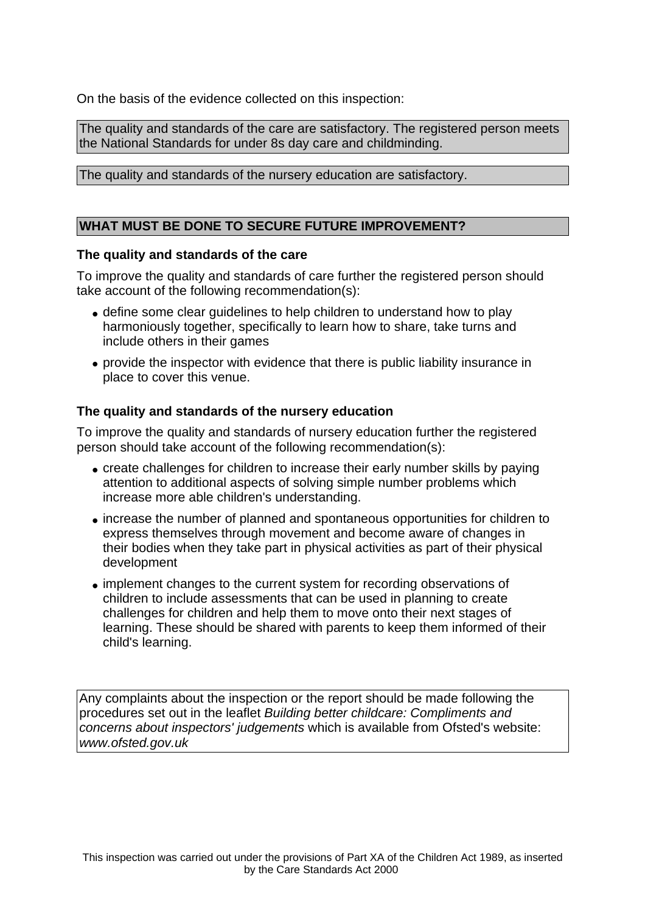On the basis of the evidence collected on this inspection:

The quality and standards of the care are satisfactory. The registered person meets the National Standards for under 8s day care and childminding.

The quality and standards of the nursery education are satisfactory.

## WHAT MUST BE DONE TO SECURE FUTURE IMPROVEMENT?

### The quality and standards of the care

To improve the quality and standards of care further the registered person should take account of the following recommendation(s):

- define some clear guidelines to help children to understand how to play harmoniously together, specifically to learn how to share, take turns and include others in their games
- provide the inspector with evidence that there is public liability insurance in place to cover this venue.

### The quality and standards of the nursery education

To improve the quality and standards of nursery education further the registered person should take account of the following recommendation(s):

- create challenges for children to increase their early number skills by paying attention to additional aspects of solving simple number problems which increase more able children's understanding.
- increase the number of planned and spontaneous opportunities for children to express themselves through movement and become aware of changes in their bodies when they take part in physical activities as part of their physical development
- implement changes to the current system for recording observations of children to include assessments that can be used in planning to create challenges for children and help them to move onto their next stages of learning. These should be shared with parents to keep them informed of their child's learning.

Any complaints about the inspection or the report should be made following the procedures set out in the leaflet *Building better childcare: Compliments and concerns about inspectors' judgements* which is available from Ofsted's website: *www.ofsted.gov.uk*

This inspection was carried out under the provisions of Part XA of the Children Act 1989, as inserted by the Care Standards Act 2000